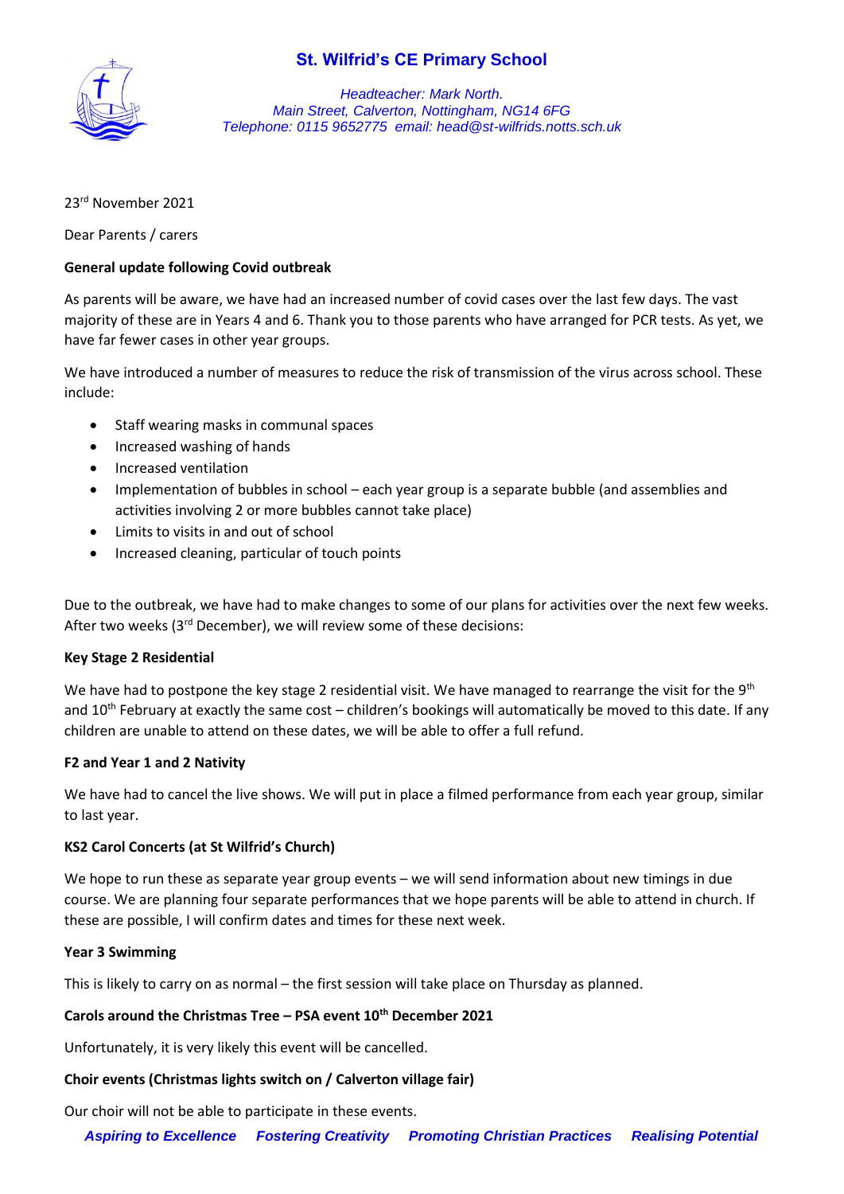# St. Wilfrid's CE Primary School

*Headteacher: Mark North.*
*Main Street, Calverton, Nottingham, NG14 6FG*
*Telephone: 0115 9652775 email: head@st-wilfrids.notts.sch.uk*

23rd November 2021

Dear Parents / carers

**General update following Covid outbreak**

As parents will be aware, we have had an increased number of covid cases over the last few days. The vast majority of these are in Years 4 and 6. Thank you to those parents who have arranged for PCR tests. As yet, we have far fewer cases in other year groups.

We have introduced a number of measures to reduce the risk of transmission of the virus across school. These include:

- Staff wearing masks in communal spaces
- Increased washing of hands
- Increased ventilation
- Implementation of bubbles in school – each year group is a separate bubble (and assemblies and activities involving 2 or more bubbles cannot take place)
- Limits to visits in and out of school
- Increased cleaning, particular of touch points

Due to the outbreak, we have had to make changes to some of our plans for activities over the next few weeks. After two weeks (3rd December), we will review some of these decisions:

**Key Stage 2 Residential**

We have had to postpone the key stage 2 residential visit. We have managed to rearrange the visit for the 9th and 10th February at exactly the same cost – children's bookings will automatically be moved to this date. If any children are unable to attend on these dates, we will be able to offer a full refund.

**F2 and Year 1 and 2 Nativity**

We have had to cancel the live shows. We will put in place a filmed performance from each year group, similar to last year.

**KS2 Carol Concerts (at St Wilfrid's Church)**

We hope to run these as separate year group events – we will send information about new timings in due course. We are planning four separate performances that we hope parents will be able to attend in church. If these are possible, I will confirm dates and times for these next week.

**Year 3 Swimming**

This is likely to carry on as normal – the first session will take place on Thursday as planned.

**Carols around the Christmas Tree – PSA event 10th December 2021**

Unfortunately, it is very likely this event will be cancelled.

**Choir events (Christmas lights switch on / Calverton village fair)**

Our choir will not be able to participate in these events.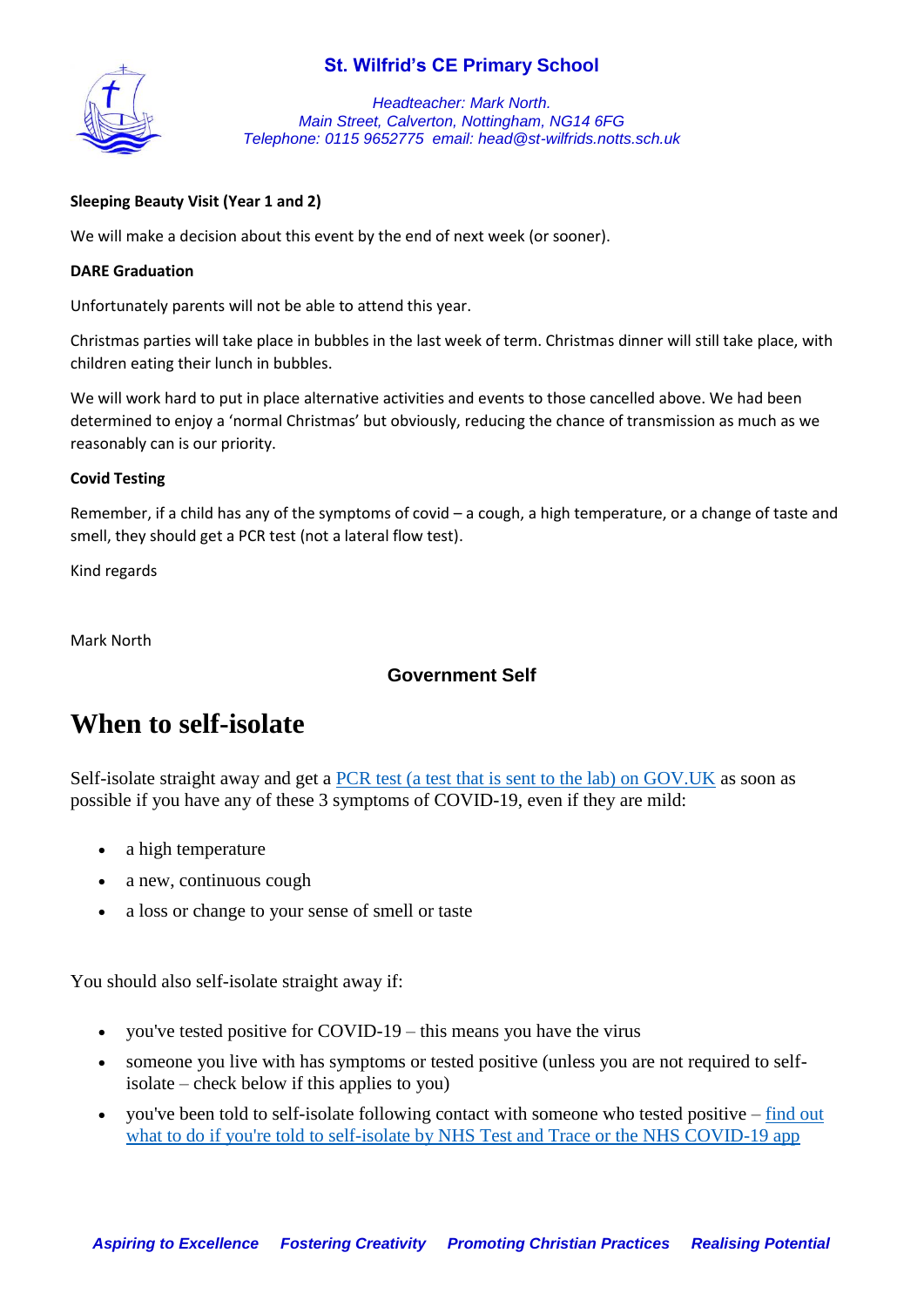**Sleeping Beauty Visit (Year 1 and 2)**

We will make a decision about this event by the end of next week (or sooner).

**DARE Graduation**

Unfortunately parents will not be able to attend this year.

Christmas parties will take place in bubbles in the last week of term. Christmas dinner will still take place, with children eating their lunch in bubbles.

We will work hard to put in place alternative activities and events to those cancelled above. We had been determined to enjoy a 'normal Christmas' but obviously, reducing the chance of transmission as much as we reasonably can is our priority.

**Covid Testing**

Remember, if a child has any of the symptoms of covid – a cough, a high temperature, or a change of taste and smell, they should get a PCR test (not a lateral flow test).

Kind regards

Mark North

**Government Self**

# When to self-isolate

Self-isolate straight away and get a PCR test (a test that is sent to the lab) on GOV.UK as soon as possible if you have any of these 3 symptoms of COVID-19, even if they are mild:

- a high temperature
- a new, continuous cough
- a loss or change to your sense of smell or taste

You should also self-isolate straight away if:

- you've tested positive for COVID-19 – this means you have the virus
- someone you live with has symptoms or tested positive (unless you are not required to self-isolate – check below if this applies to you)
- you've been told to self-isolate following contact with someone who tested positive – find out what to do if you're told to self-isolate by NHS Test and Trace or the NHS COVID-19 app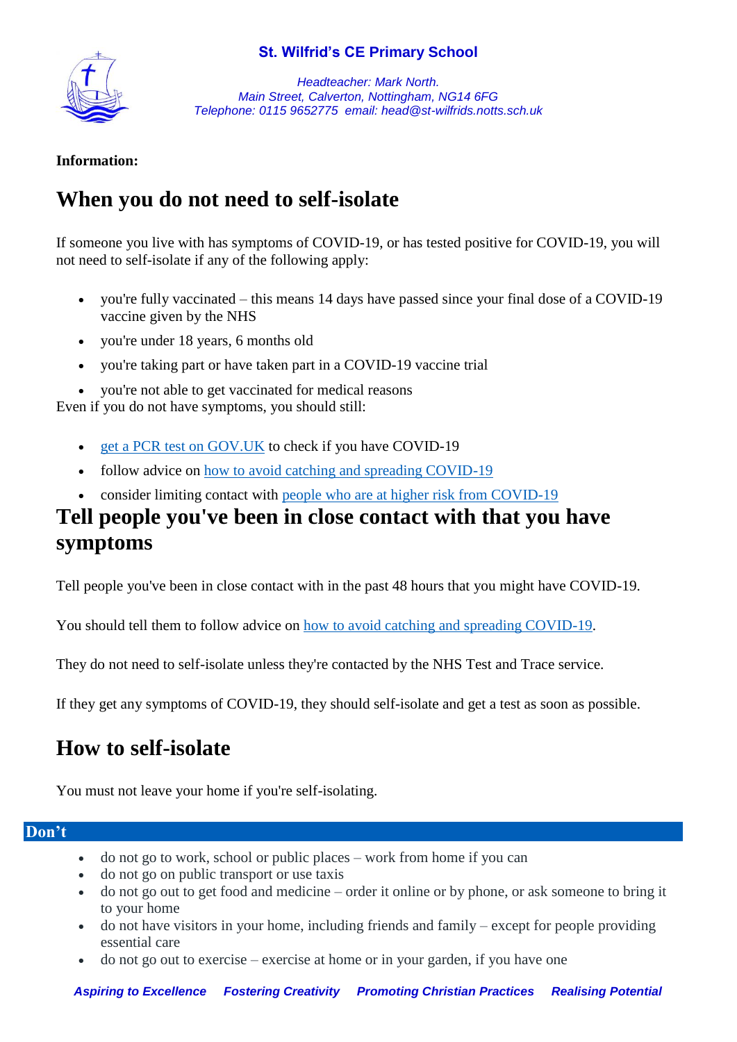**Information:**

# When you do not need to self-isolate

If someone you live with has symptoms of COVID-19, or has tested positive for COVID-19, you will not need to self-isolate if any of the following apply:

- you're fully vaccinated – this means 14 days have passed since your final dose of a COVID-19 vaccine given by the NHS
- you're under 18 years, 6 months old
- you're taking part or have taken part in a COVID-19 vaccine trial
- you're not able to get vaccinated for medical reasons

Even if you do not have symptoms, you should still:

- get a PCR test on GOV.UK to check if you have COVID-19
- follow advice on how to avoid catching and spreading COVID-19
- consider limiting contact with people who are at higher risk from COVID-19

# Tell people you've been in close contact with that you have symptoms

Tell people you've been in close contact with in the past 48 hours that you might have COVID-19.

You should tell them to follow advice on how to avoid catching and spreading COVID-19.

They do not need to self-isolate unless they're contacted by the NHS Test and Trace service.

If they get any symptoms of COVID-19, they should self-isolate and get a test as soon as possible.

# How to self-isolate

You must not leave your home if you're self-isolating.

**Don't**

- do not go to work, school or public places – work from home if you can
- do not go on public transport or use taxis
- do not go out to get food and medicine – order it online or by phone, or ask someone to bring it to your home
- do not have visitors in your home, including friends and family – except for people providing essential care
- do not go out to exercise – exercise at home or in your garden, if you have one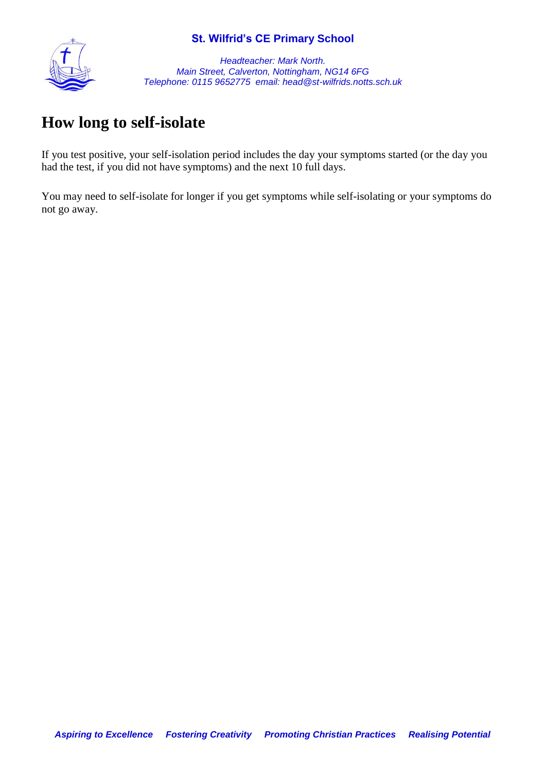**St. Wilfrid's CE Primary School**

*Headteacher: Mark North.*
*Main Street, Calverton, Nottingham, NG14 6FG*
*Telephone: 0115 9652775  email: head@st-wilfrids.notts.sch.uk*

# How long to self-isolate

If you test positive, your self-isolation period includes the day your symptoms started (or the day you had the test, if you did not have symptoms) and the next 10 full days.

You may need to self-isolate for longer if you get symptoms while self-isolating or your symptoms do not go away.

***Aspiring to Excellence    Fostering Creativity    Promoting Christian Practices    Realising Potential***